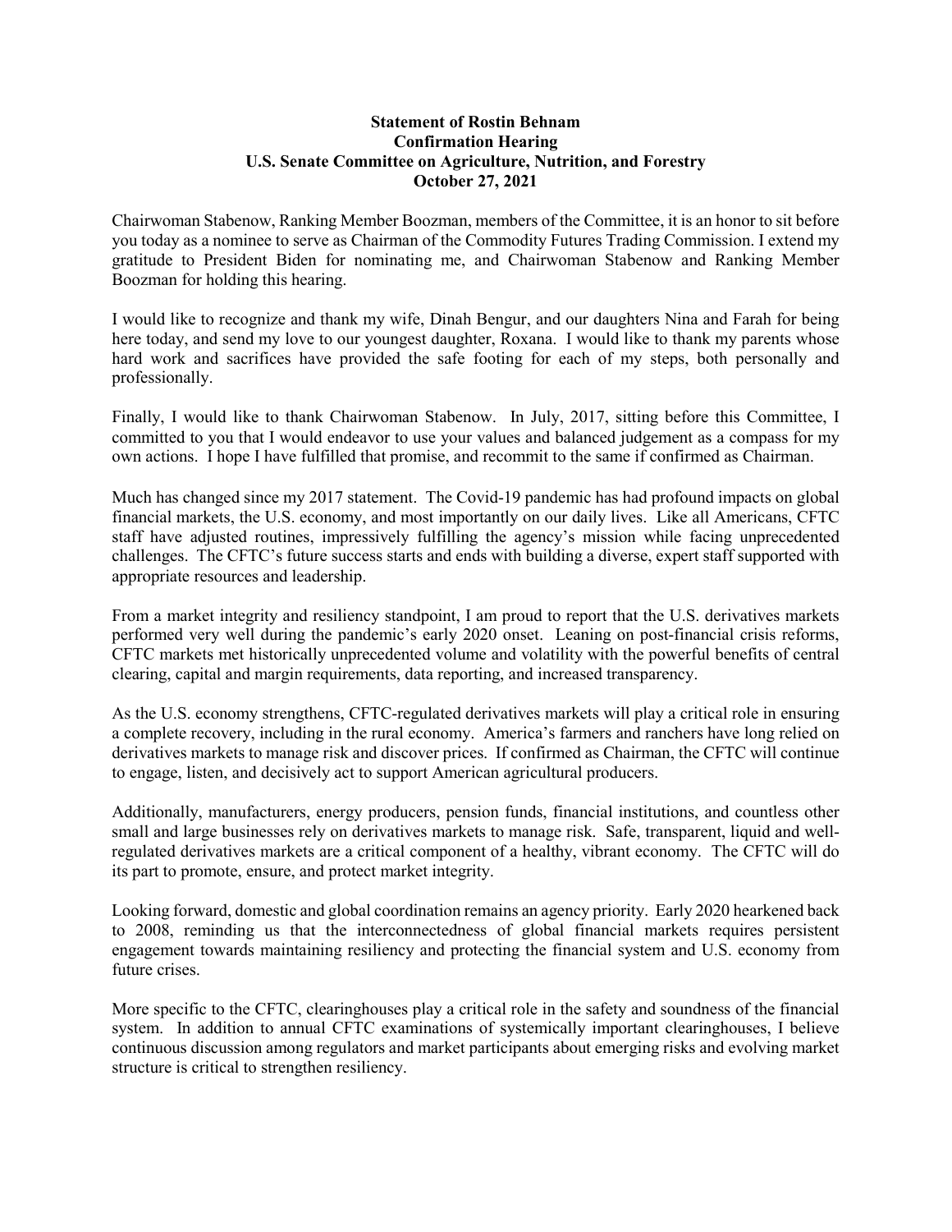**Statement of Rostin Behnam**
**Confirmation Hearing**
**U.S. Senate Committee on Agriculture, Nutrition, and Forestry**
**October 27, 2021**

Chairwoman Stabenow, Ranking Member Boozman, members of the Committee, it is an honor to sit before you today as a nominee to serve as Chairman of the Commodity Futures Trading Commission. I extend my gratitude to President Biden for nominating me, and Chairwoman Stabenow and Ranking Member Boozman for holding this hearing.

I would like to recognize and thank my wife, Dinah Bengur, and our daughters Nina and Farah for being here today, and send my love to our youngest daughter, Roxana. I would like to thank my parents whose hard work and sacrifices have provided the safe footing for each of my steps, both personally and professionally.

Finally, I would like to thank Chairwoman Stabenow. In July, 2017, sitting before this Committee, I committed to you that I would endeavor to use your values and balanced judgement as a compass for my own actions. I hope I have fulfilled that promise, and recommit to the same if confirmed as Chairman.

Much has changed since my 2017 statement. The Covid-19 pandemic has had profound impacts on global financial markets, the U.S. economy, and most importantly on our daily lives. Like all Americans, CFTC staff have adjusted routines, impressively fulfilling the agency's mission while facing unprecedented challenges. The CFTC's future success starts and ends with building a diverse, expert staff supported with appropriate resources and leadership.

From a market integrity and resiliency standpoint, I am proud to report that the U.S. derivatives markets performed very well during the pandemic's early 2020 onset. Leaning on post-financial crisis reforms, CFTC markets met historically unprecedented volume and volatility with the powerful benefits of central clearing, capital and margin requirements, data reporting, and increased transparency.

As the U.S. economy strengthens, CFTC-regulated derivatives markets will play a critical role in ensuring a complete recovery, including in the rural economy. America's farmers and ranchers have long relied on derivatives markets to manage risk and discover prices. If confirmed as Chairman, the CFTC will continue to engage, listen, and decisively act to support American agricultural producers.

Additionally, manufacturers, energy producers, pension funds, financial institutions, and countless other small and large businesses rely on derivatives markets to manage risk. Safe, transparent, liquid and well-regulated derivatives markets are a critical component of a healthy, vibrant economy. The CFTC will do its part to promote, ensure, and protect market integrity.

Looking forward, domestic and global coordination remains an agency priority. Early 2020 hearkened back to 2008, reminding us that the interconnectedness of global financial markets requires persistent engagement towards maintaining resiliency and protecting the financial system and U.S. economy from future crises.

More specific to the CFTC, clearinghouses play a critical role in the safety and soundness of the financial system. In addition to annual CFTC examinations of systemically important clearinghouses, I believe continuous discussion among regulators and market participants about emerging risks and evolving market structure is critical to strengthen resiliency.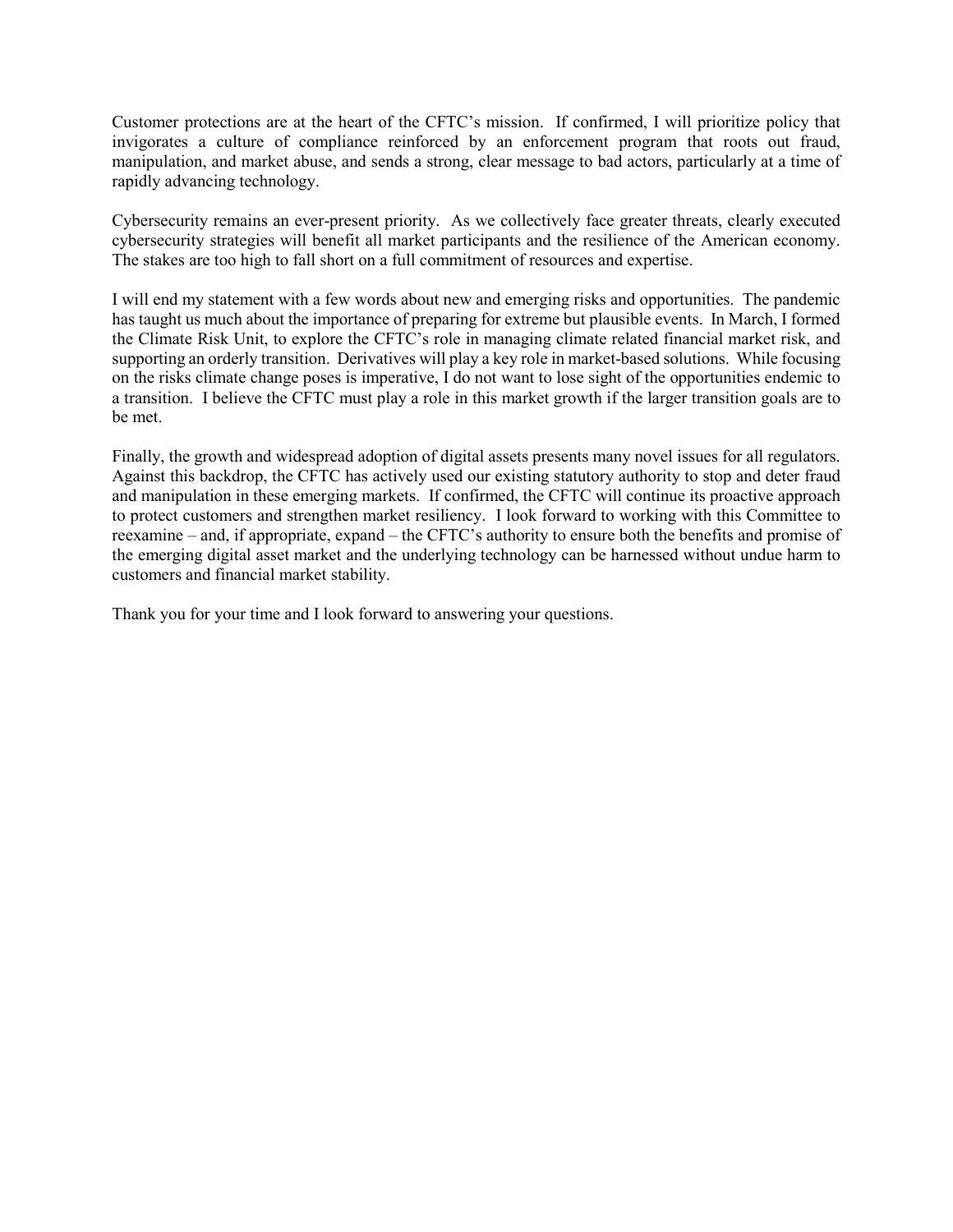Customer protections are at the heart of the CFTC's mission. If confirmed, I will prioritize policy that invigorates a culture of compliance reinforced by an enforcement program that roots out fraud, manipulation, and market abuse, and sends a strong, clear message to bad actors, particularly at a time of rapidly advancing technology.

Cybersecurity remains an ever-present priority. As we collectively face greater threats, clearly executed cybersecurity strategies will benefit all market participants and the resilience of the American economy. The stakes are too high to fall short on a full commitment of resources and expertise.

I will end my statement with a few words about new and emerging risks and opportunities. The pandemic has taught us much about the importance of preparing for extreme but plausible events. In March, I formed the Climate Risk Unit, to explore the CFTC's role in managing climate related financial market risk, and supporting an orderly transition. Derivatives will play a key role in market-based solutions. While focusing on the risks climate change poses is imperative, I do not want to lose sight of the opportunities endemic to a transition. I believe the CFTC must play a role in this market growth if the larger transition goals are to be met.

Finally, the growth and widespread adoption of digital assets presents many novel issues for all regulators. Against this backdrop, the CFTC has actively used our existing statutory authority to stop and deter fraud and manipulation in these emerging markets. If confirmed, the CFTC will continue its proactive approach to protect customers and strengthen market resiliency. I look forward to working with this Committee to reexamine – and, if appropriate, expand – the CFTC's authority to ensure both the benefits and promise of the emerging digital asset market and the underlying technology can be harnessed without undue harm to customers and financial market stability.

Thank you for your time and I look forward to answering your questions.